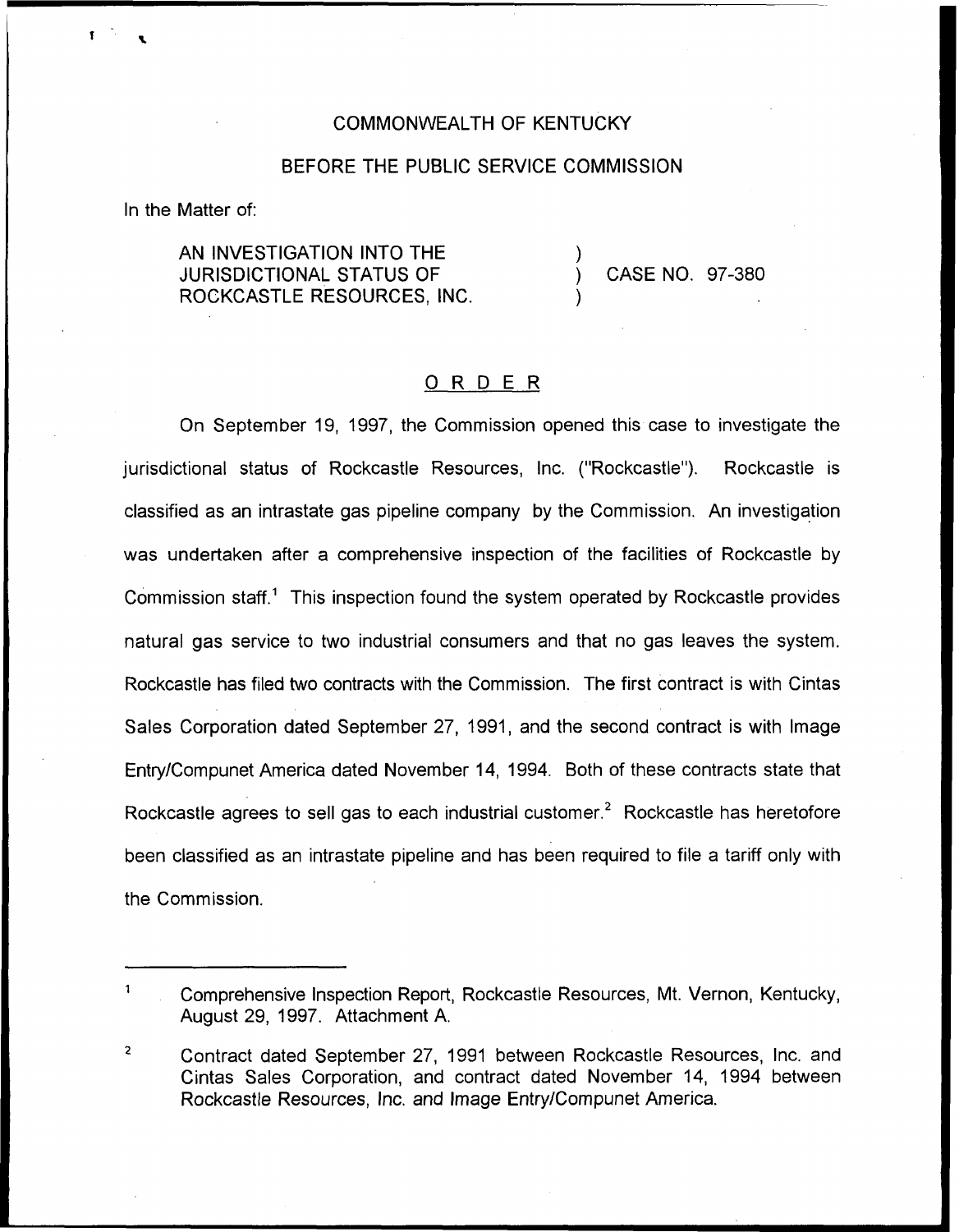COMMONWEALTH OF KENTUCKY

BEFORE THE PUBLIC SERVICE COMMISSION

In the Matter of:

AN INVESTIGATION INTO THE JURISDICTIONAL STATUS OF ROCKCASTLE RESOURCES, INC. ) CASE NO. 97-380

## ORDER

On September 19, 1997, the Commission opened this case to investigate the jurisdictional status of Rockcastle Resources, Inc. ("Rockcastle"). Rockcastle is classified as an intrastate gas pipeline company by the Commission. An investigation was undertaken after a comprehensive inspection of the facilities of Rockcastle by Commission staff.[1] This inspection found the system operated by Rockcastle provides natural gas service to two industrial consumers and that no gas leaves the system. Rockcastle has filed two contracts with the Commission. The first contract is with Cintas Sales Corporation dated September 27, 1991, and the second contract is with Image Entry/Compunet America dated November 14, 1994. Both of these contracts state that Rockcastle agrees to sell gas to each industrial customer.[2] Rockcastle has heretofore been classified as an intrastate pipeline and has been required to file a tariff only with the Commission.

---

[1] Comprehensive Inspection Report, Rockcastle Resources, Mt. Vernon, Kentucky, August 29, 1997. Attachment A.

[2] Contract dated September 27, 1991 between Rockcastle Resources, Inc. and Cintas Sales Corporation, and contract dated November 14, 1994 between Rockcastle Resources, Inc. and Image Entry/Compunet America.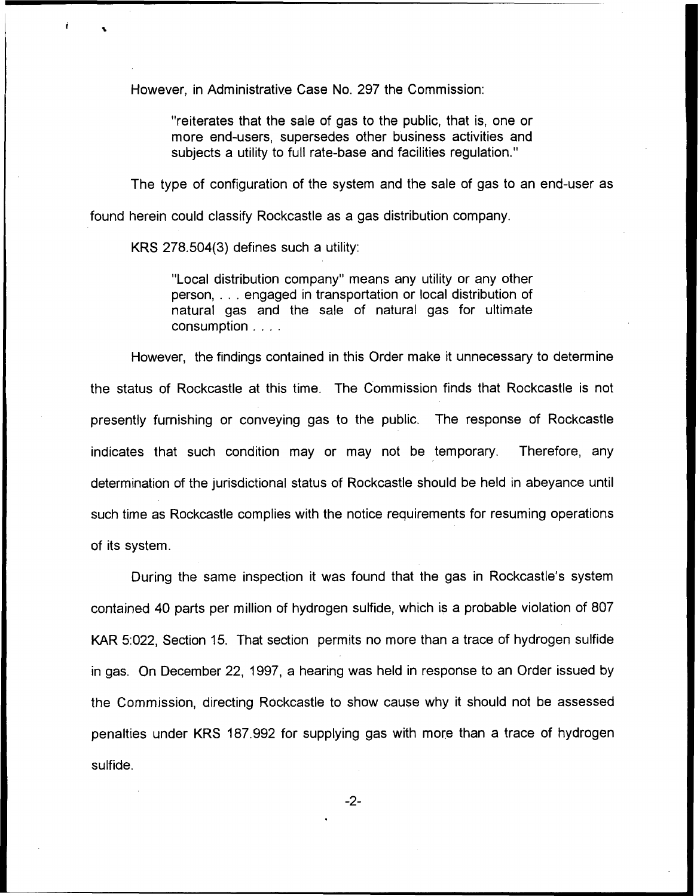However, in Administrative Case No. 297 the Commission:

> "reiterates that the sale of gas to the public, that is, one or more end-users, supersedes other business activities and subjects a utility to full rate-base and facilities regulation."

The type of configuration of the system and the sale of gas to an end-user as found herein could classify Rockcastle as a gas distribution company.

KRS 278.504(3) defines such a utility:

> "Local distribution company" means any utility or any other person, . . . engaged in transportation or local distribution of natural gas and the sale of natural gas for ultimate consumption . . . .

However, the findings contained in this Order make it unnecessary to determine the status of Rockcastle at this time. The Commission finds that Rockcastle is not presently furnishing or conveying gas to the public. The response of Rockcastle indicates that such condition may or may not be temporary. Therefore, any determination of the jurisdictional status of Rockcastle should be held in abeyance until such time as Rockcastle complies with the notice requirements for resuming operations of its system.

During the same inspection it was found that the gas in Rockcastle's system contained 40 parts per million of hydrogen sulfide, which is a probable violation of 807 KAR 5:022, Section 15. That section permits no more than a trace of hydrogen sulfide in gas. On December 22, 1997, a hearing was held in response to an Order issued by the Commission, directing Rockcastle to show cause why it should not be assessed penalties under KRS 187.992 for supplying gas with more than a trace of hydrogen sulfide.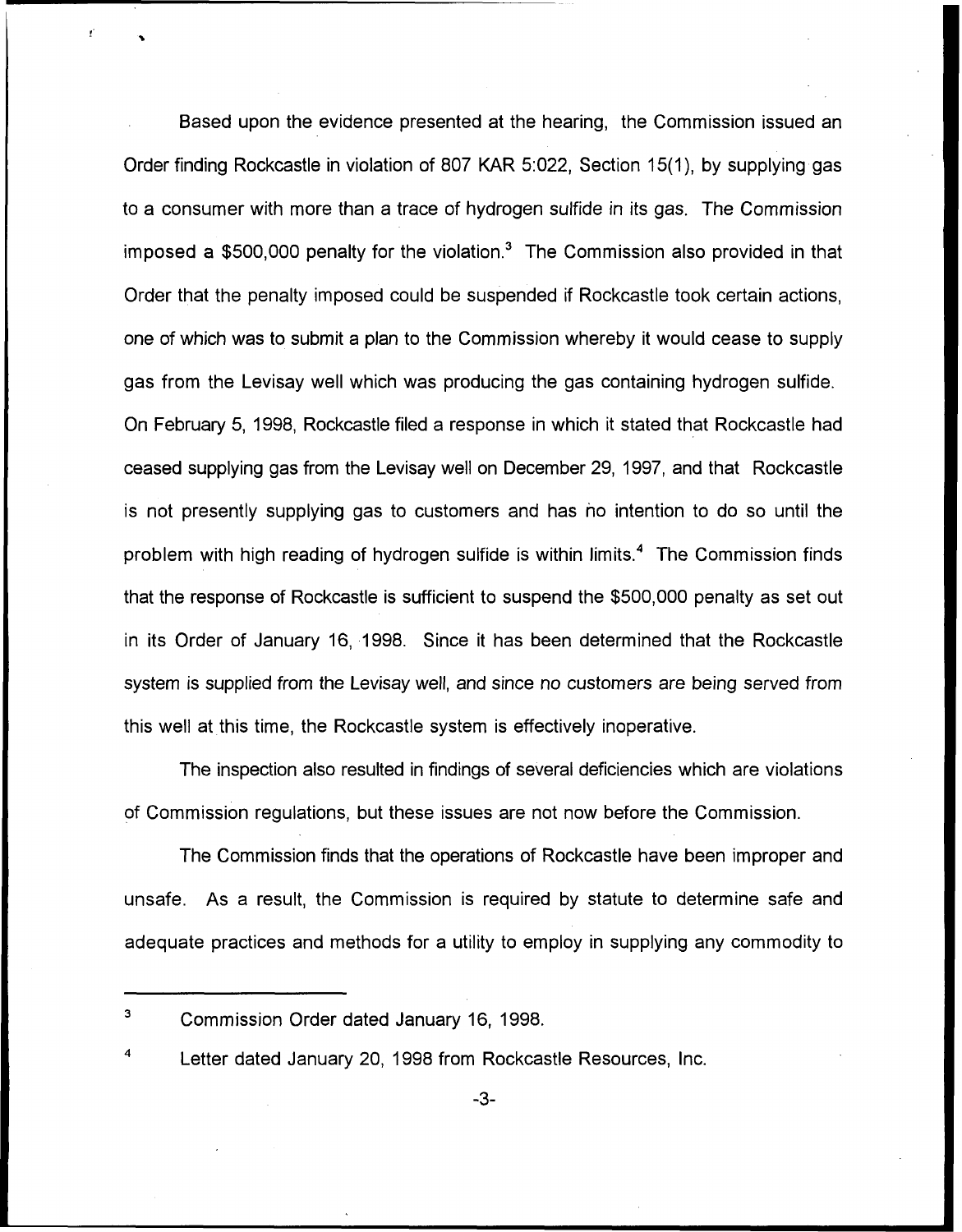Based upon the evidence presented at the hearing, the Commission issued an Order finding Rockcastle in violation of 807 KAR 5:022, Section 15(1), by supplying gas to a consumer with more than a trace of hydrogen sulfide in its gas. The Commission imposed a $500,000 penalty for the violation.[3] The Commission also provided in that Order that the penalty imposed could be suspended if Rockcastle took certain actions, one of which was to submit a plan to the Commission whereby it would cease to supply gas from the Levisay well which was producing the gas containing hydrogen sulfide. On February 5, 1998, Rockcastle filed a response in which it stated that Rockcastle had ceased supplying gas from the Levisay well on December 29, 1997, and that Rockcastle is not presently supplying gas to customers and has no intention to do so until the problem with high reading of hydrogen sulfide is within limits.[4] The Commission finds that the response of Rockcastle is sufficient to suspend the $500,000 penalty as set out in its Order of January 16, 1998. Since it has been determined that the Rockcastle system is supplied from the Levisay well, and since no customers are being served from this well at this time, the Rockcastle system is effectively inoperative.

The inspection also resulted in findings of several deficiencies which are violations of Commission regulations, but these issues are not now before the Commission.

The Commission finds that the operations of Rockcastle have been improper and unsafe. As a result, the Commission is required by statute to determine safe and adequate practices and methods for a utility to employ in supplying any commodity to

---

[3] Commission Order dated January 16, 1998.

[4] Letter dated January 20, 1998 from Rockcastle Resources, Inc.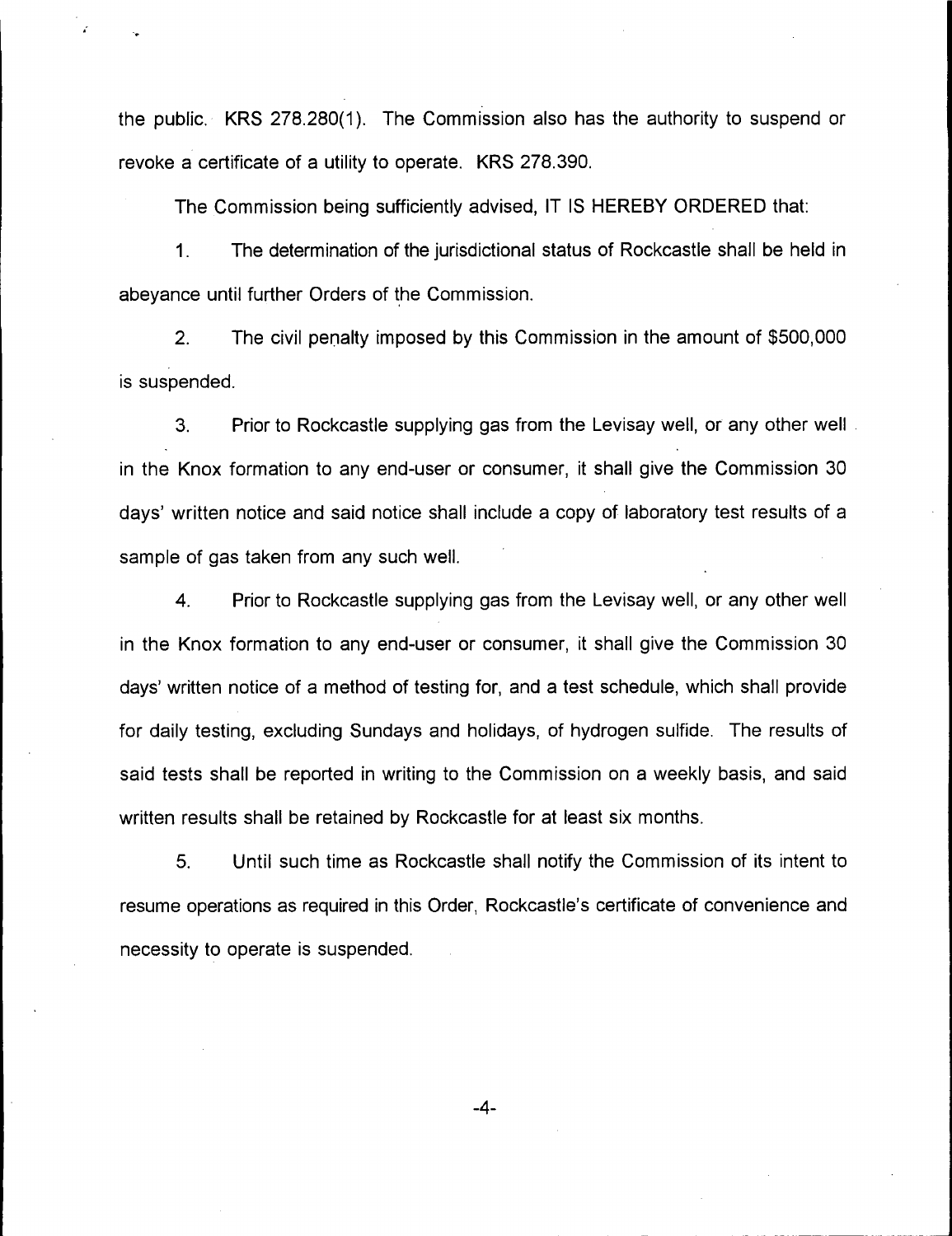the public. KRS 278.280(1). The Commission also has the authority to suspend or revoke a certificate of a utility to operate. KRS 278.390.

The Commission being sufficiently advised, IT IS HEREBY ORDERED that:

1. The determination of the jurisdictional status of Rockcastle shall be held in abeyance until further Orders of the Commission.

2. The civil penalty imposed by this Commission in the amount of $500,000 is suspended.

3. Prior to Rockcastle supplying gas from the Levisay well, or any other well in the Knox formation to any end-user or consumer, it shall give the Commission 30 days' written notice and said notice shall include a copy of laboratory test results of a sample of gas taken from any such well.

4. Prior to Rockcastle supplying gas from the Levisay well, or any other well in the Knox formation to any end-user or consumer, it shall give the Commission 30 days' written notice of a method of testing for, and a test schedule, which shall provide for daily testing, excluding Sundays and holidays, of hydrogen sulfide. The results of said tests shall be reported in writing to the Commission on a weekly basis, and said written results shall be retained by Rockcastle for at least six months.

5. Until such time as Rockcastle shall notify the Commission of its intent to resume operations as required in this Order, Rockcastle's certificate of convenience and necessity to operate is suspended.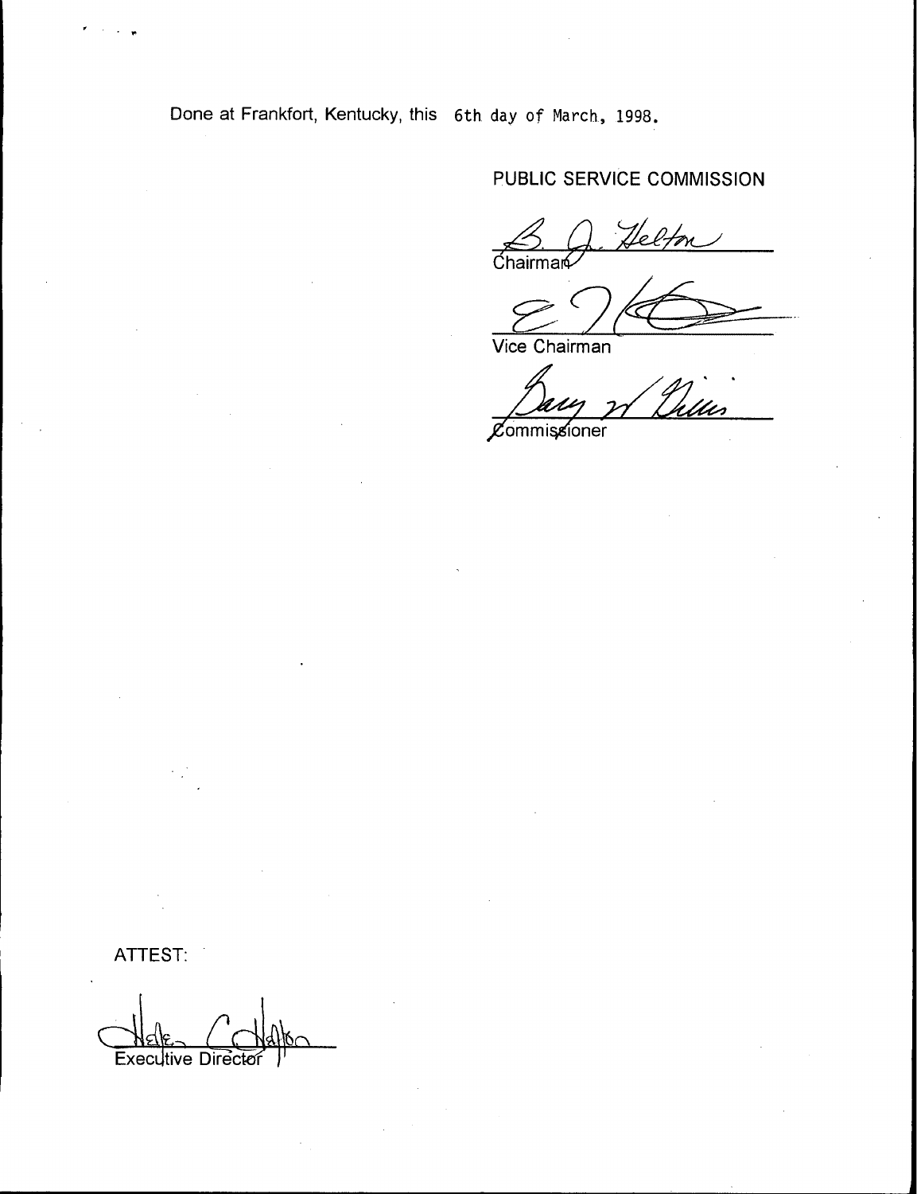Done at Frankfort, Kentucky, this 6th day of March, 1998.

PUBLIC SERVICE COMMISSION

Chairman

Vice Chairman

Commissioner

ATTEST:

Executive Director